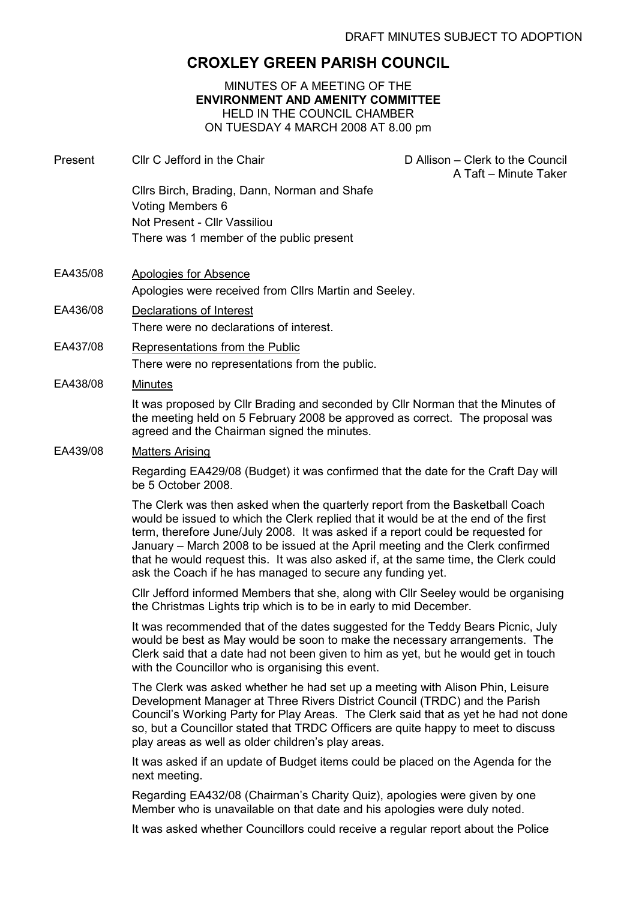DRAFT MINUTES SUBJECT TO ADOPTION

# CROXLEY GREEN PARISH COUNCIL

MINUTES OF A MEETING OF THE
**ENVIRONMENT AND AMENITY COMMITTEE**
HELD IN THE COUNCIL CHAMBER
ON TUESDAY 4 MARCH 2008 AT 8.00 pm

Present Cllr C Jefford in the Chair

D Allison – Clerk to the Council
A Taft – Minute Taker

Cllrs Birch, Brading, Dann, Norman and Shafe
Voting Members 6
Not Present - Cllr Vassiliou
There was 1 member of the public present

EA435/08 Apologies for Absence

Apologies were received from Cllrs Martin and Seeley.

EA436/08 Declarations of Interest

There were no declarations of interest.

EA437/08 Representations from the Public

There were no representations from the public.

EA438/08 Minutes

It was proposed by Cllr Brading and seconded by Cllr Norman that the Minutes of the meeting held on 5 February 2008 be approved as correct. The proposal was agreed and the Chairman signed the minutes.

EA439/08 Matters Arising

Regarding EA429/08 (Budget) it was confirmed that the date for the Craft Day will be 5 October 2008.

The Clerk was then asked when the quarterly report from the Basketball Coach would be issued to which the Clerk replied that it would be at the end of the first term, therefore June/July 2008. It was asked if a report could be requested for January – March 2008 to be issued at the April meeting and the Clerk confirmed that he would request this. It was also asked if, at the same time, the Clerk could ask the Coach if he has managed to secure any funding yet.

Cllr Jefford informed Members that she, along with Cllr Seeley would be organising the Christmas Lights trip which is to be in early to mid December.

It was recommended that of the dates suggested for the Teddy Bears Picnic, July would be best as May would be soon to make the necessary arrangements. The Clerk said that a date had not been given to him as yet, but he would get in touch with the Councillor who is organising this event.

The Clerk was asked whether he had set up a meeting with Alison Phin, Leisure Development Manager at Three Rivers District Council (TRDC) and the Parish Council's Working Party for Play Areas. The Clerk said that as yet he had not done so, but a Councillor stated that TRDC Officers are quite happy to meet to discuss play areas as well as older children's play areas.

It was asked if an update of Budget items could be placed on the Agenda for the next meeting.

Regarding EA432/08 (Chairman's Charity Quiz), apologies were given by one Member who is unavailable on that date and his apologies were duly noted.

It was asked whether Councillors could receive a regular report about the Police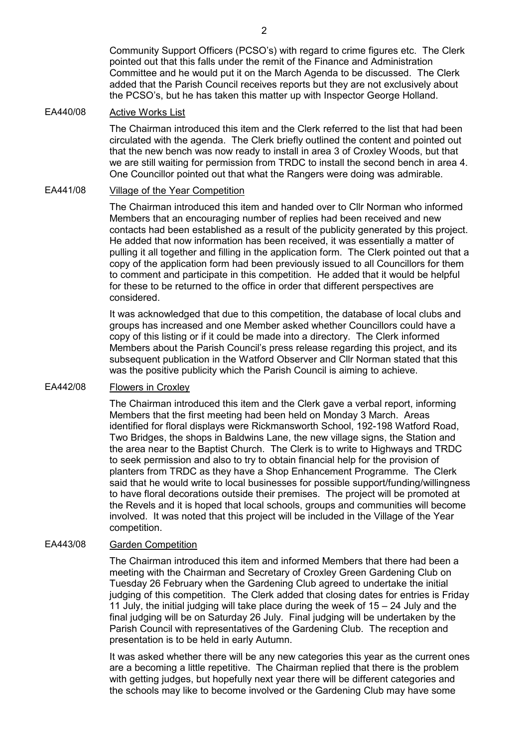Community Support Officers (PCSO's) with regard to crime figures etc. The Clerk pointed out that this falls under the remit of the Finance and Administration Committee and he would put it on the March Agenda to be discussed. The Clerk added that the Parish Council receives reports but they are not exclusively about the PCSO's, but he has taken this matter up with Inspector George Holland.

EA440/08 Active Works List

The Chairman introduced this item and the Clerk referred to the list that had been circulated with the agenda. The Clerk briefly outlined the content and pointed out that the new bench was now ready to install in area 3 of Croxley Woods, but that we are still waiting for permission from TRDC to install the second bench in area 4. One Councillor pointed out that what the Rangers were doing was admirable.

EA441/08 Village of the Year Competition

The Chairman introduced this item and handed over to Cllr Norman who informed Members that an encouraging number of replies had been received and new contacts had been established as a result of the publicity generated by this project. He added that now information has been received, it was essentially a matter of pulling it all together and filling in the application form. The Clerk pointed out that a copy of the application form had been previously issued to all Councillors for them to comment and participate in this competition. He added that it would be helpful for these to be returned to the office in order that different perspectives are considered.

It was acknowledged that due to this competition, the database of local clubs and groups has increased and one Member asked whether Councillors could have a copy of this listing or if it could be made into a directory. The Clerk informed Members about the Parish Council's press release regarding this project, and its subsequent publication in the Watford Observer and Cllr Norman stated that this was the positive publicity which the Parish Council is aiming to achieve.

EA442/08 Flowers in Croxley

The Chairman introduced this item and the Clerk gave a verbal report, informing Members that the first meeting had been held on Monday 3 March. Areas identified for floral displays were Rickmansworth School, 192-198 Watford Road, Two Bridges, the shops in Baldwins Lane, the new village signs, the Station and the area near to the Baptist Church. The Clerk is to write to Highways and TRDC to seek permission and also to try to obtain financial help for the provision of planters from TRDC as they have a Shop Enhancement Programme. The Clerk said that he would write to local businesses for possible support/funding/willingness to have floral decorations outside their premises. The project will be promoted at the Revels and it is hoped that local schools, groups and communities will become involved. It was noted that this project will be included in the Village of the Year competition.

EA443/08 Garden Competition

The Chairman introduced this item and informed Members that there had been a meeting with the Chairman and Secretary of Croxley Green Gardening Club on Tuesday 26 February when the Gardening Club agreed to undertake the initial judging of this competition. The Clerk added that closing dates for entries is Friday 11 July, the initial judging will take place during the week of 15 – 24 July and the final judging will be on Saturday 26 July. Final judging will be undertaken by the Parish Council with representatives of the Gardening Club. The reception and presentation is to be held in early Autumn.

It was asked whether there will be any new categories this year as the current ones are a becoming a little repetitive. The Chairman replied that there is the problem with getting judges, but hopefully next year there will be different categories and the schools may like to become involved or the Gardening Club may have some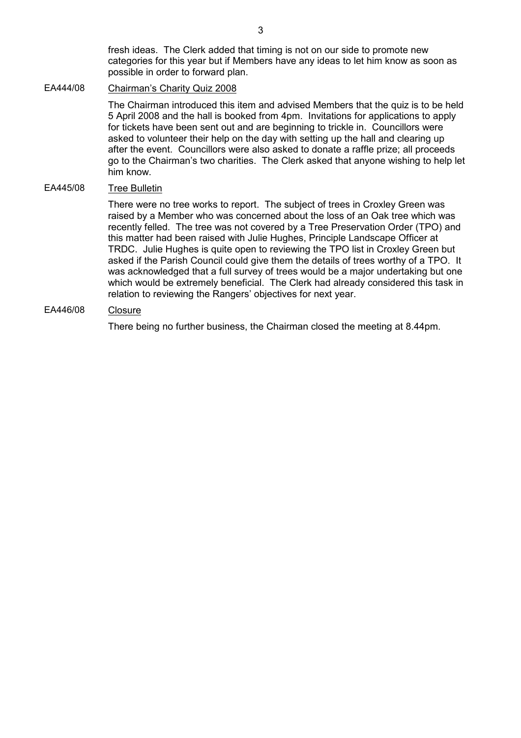fresh ideas. The Clerk added that timing is not on our side to promote new categories for this year but if Members have any ideas to let him know as soon as possible in order to forward plan.

EA444/08 Chairman's Charity Quiz 2008

The Chairman introduced this item and advised Members that the quiz is to be held 5 April 2008 and the hall is booked from 4pm. Invitations for applications to apply for tickets have been sent out and are beginning to trickle in. Councillors were asked to volunteer their help on the day with setting up the hall and clearing up after the event. Councillors were also asked to donate a raffle prize; all proceeds go to the Chairman's two charities. The Clerk asked that anyone wishing to help let him know.

EA445/08 Tree Bulletin

There were no tree works to report. The subject of trees in Croxley Green was raised by a Member who was concerned about the loss of an Oak tree which was recently felled. The tree was not covered by a Tree Preservation Order (TPO) and this matter had been raised with Julie Hughes, Principle Landscape Officer at TRDC. Julie Hughes is quite open to reviewing the TPO list in Croxley Green but asked if the Parish Council could give them the details of trees worthy of a TPO. It was acknowledged that a full survey of trees would be a major undertaking but one which would be extremely beneficial. The Clerk had already considered this task in relation to reviewing the Rangers' objectives for next year.

EA446/08 Closure

There being no further business, the Chairman closed the meeting at 8.44pm.